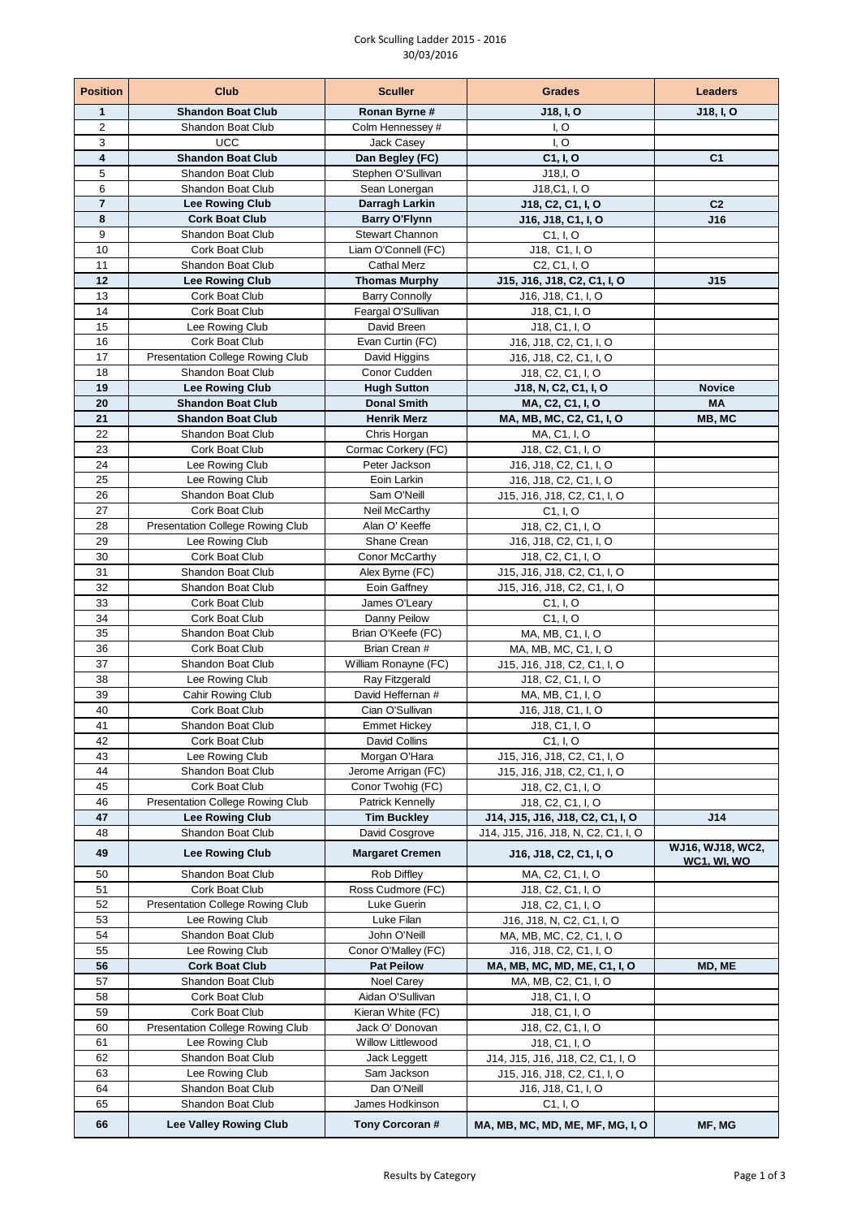Cork Sculling Ladder 2015 - 2016
30/03/2016

| Position | Club | Sculler | Grades | Leaders |
|---|---|---|---|---|
| **1** | **Shandon Boat Club** | **Ronan Byrne #** | **J18, I, O** | **J18, I, O** |
| 2 | Shandon Boat Club | Colm Hennessey # | I, O | |
| 3 | UCC | Jack Casey | I, O | |
| **4** | **Shandon Boat Club** | **Dan Begley (FC)** | **C1, I, O** | **C1** |
| 5 | Shandon Boat Club | Stephen O'Sullivan | J18,I, O | |
| 6 | Shandon Boat Club | Sean Lonergan | J18,C1, I, O | |
| **7** | **Lee Rowing Club** | **Darragh Larkin** | **J18, C2, C1, I, O** | **C2** |
| **8** | **Cork Boat Club** | **Barry O'Flynn** | **J16, J18, C1, I, O** | **J16** |
| 9 | Shandon Boat Club | Stewart Channon | C1, I, O | |
| 10 | Cork Boat Club | Liam O'Connell (FC) | J18, C1, I, O | |
| 11 | Shandon Boat Club | Cathal Merz | C2, C1, I, O | |
| **12** | **Lee Rowing Club** | **Thomas Murphy** | **J15, J16, J18, C2, C1, I, O** | **J15** |
| 13 | Cork Boat Club | Barry Connolly | J16, J18, C1, I, O | |
| 14 | Cork Boat Club | Feargal O'Sullivan | J18, C1, I, O | |
| 15 | Lee Rowing Club | David Breen | J18, C1, I, O | |
| 16 | Cork Boat Club | Evan Curtin (FC) | J16, J18, C2, C1, I, O | |
| 17 | Presentation College Rowing Club | David Higgins | J16, J18, C2, C1, I, O | |
| 18 | Shandon Boat Club | Conor Cudden | J18, C2, C1, I, O | |
| **19** | **Lee Rowing Club** | **Hugh Sutton** | **J18, N, C2, C1, I, O** | **Novice** |
| **20** | **Shandon Boat Club** | **Donal Smith** | **MA, C2, C1, I, O** | **MA** |
| **21** | **Shandon Boat Club** | **Henrik Merz** | **MA, MB, MC, C2, C1, I, O** | **MB, MC** |
| 22 | Shandon Boat Club | Chris Horgan | MA, C1, I, O | |
| 23 | Cork Boat Club | Cormac Corkery (FC) | J18, C2, C1, I, O | |
| 24 | Lee Rowing Club | Peter Jackson | J16, J18, C2, C1, I, O | |
| 25 | Lee Rowing Club | Eoin Larkin | J16, J18, C2, C1, I, O | |
| 26 | Shandon Boat Club | Sam O'Neill | J15, J16, J18, C2, C1, I, O | |
| 27 | Cork Boat Club | Neil McCarthy | C1, I, O | |
| 28 | Presentation College Rowing Club | Alan O' Keeffe | J18, C2, C1, I, O | |
| 29 | Lee Rowing Club | Shane Crean | J16, J18, C2, C1, I, O | |
| 30 | Cork Boat Club | Conor McCarthy | J18, C2, C1, I, O | |
| 31 | Shandon Boat Club | Alex Byrne (FC) | J15, J16, J18, C2, C1, I, O | |
| 32 | Shandon Boat Club | Eoin Gaffney | J15, J16, J18, C2, C1, I, O | |
| 33 | Cork Boat Club | James O'Leary | C1, I, O | |
| 34 | Cork Boat Club | Danny Peilow | C1, I, O | |
| 35 | Shandon Boat Club | Brian O'Keefe (FC) | MA, MB, C1, I, O | |
| 36 | Cork Boat Club | Brian Crean # | MA, MB, MC, C1, I, O | |
| 37 | Shandon Boat Club | William Ronayne (FC) | J15, J16, J18, C2, C1, I, O | |
| 38 | Lee Rowing Club | Ray Fitzgerald | J18, C2, C1, I, O | |
| 39 | Cahir Rowing Club | David Heffernan # | MA, MB, C1, I, O | |
| 40 | Cork Boat Club | Cian O'Sullivan | J16, J18, C1, I, O | |
| 41 | Shandon Boat Club | Emmet Hickey | J18, C1, I, O | |
| 42 | Cork Boat Club | David Collins | C1, I, O | |
| 43 | Lee Rowing Club | Morgan O'Hara | J15, J16, J18, C2, C1, I, O | |
| 44 | Shandon Boat Club | Jerome Arrigan (FC) | J15, J16, J18, C2, C1, I, O | |
| 45 | Cork Boat Club | Conor Twohig (FC) | J18, C2, C1, I, O | |
| 46 | Presentation College Rowing Club | Patrick Kennelly | J18, C2, C1, I, O | |
| **47** | **Lee Rowing Club** | **Tim Buckley** | **J14, J15, J16, J18, C2, C1, I, O** | **J14** |
| 48 | Shandon Boat Club | David Cosgrove | J14, J15, J16, J18, N, C2, C1, I, O | |
| **49** | **Lee Rowing Club** | **Margaret Cremen** | **J16, J18, C2, C1, I, O** | **WJ16, WJ18, WC2, WC1, WI, WO** |
| 50 | Shandon Boat Club | Rob Diffley | MA, C2, C1, I, O | |
| 51 | Cork Boat Club | Ross Cudmore (FC) | J18, C2, C1, I, O | |
| 52 | Presentation College Rowing Club | Luke Guerin | J18, C2, C1, I, O | |
| 53 | Lee Rowing Club | Luke Filan | J16, J18, N, C2, C1, I, O | |
| 54 | Shandon Boat Club | John O'Neill | MA, MB, MC, C2, C1, I, O | |
| 55 | Lee Rowing Club | Conor O'Malley (FC) | J16, J18, C2, C1, I, O | |
| **56** | **Cork Boat Club** | **Pat Peilow** | **MA, MB, MC, MD, ME, C1, I, O** | **MD, ME** |
| 57 | Shandon Boat Club | Noel Carey | MA, MB, C2, C1, I, O | |
| 58 | Cork Boat Club | Aidan O'Sullivan | J18, C1, I, O | |
| 59 | Cork Boat Club | Kieran White (FC) | J18, C1, I, O | |
| 60 | Presentation College Rowing Club | Jack O' Donovan | J18, C2, C1, I, O | |
| 61 | Lee Rowing Club | Willow Littlewood | J18, C1, I, O | |
| 62 | Shandon Boat Club | Jack Leggett | J14, J15, J16, J18, C2, C1, I, O | |
| 63 | Lee Rowing Club | Sam Jackson | J15, J16, J18, C2, C1, I, O | |
| 64 | Shandon Boat Club | Dan O'Neill | J16, J18, C1, I, O | |
| 65 | Shandon Boat Club | James Hodkinson | C1, I, O | |
| **66** | **Lee Valley Rowing Club** | **Tony Corcoran #** | **MA, MB, MC, MD, ME, MF, MG, I, O** | **MF, MG** |

Results by Category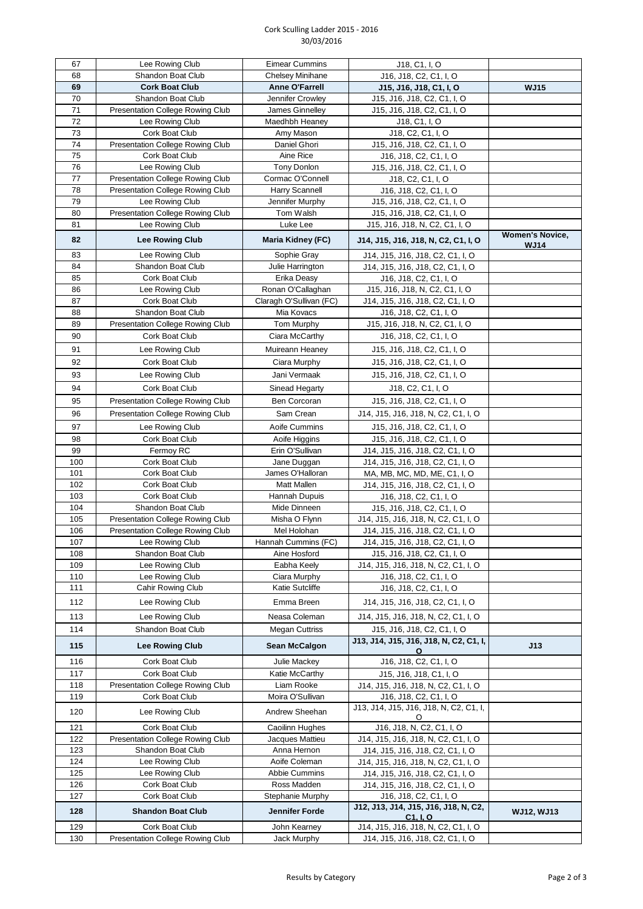Cork Sculling Ladder 2015 - 2016
30/03/2016

| | | | | |
|---|---|---|---|---|
| 67 | Lee Rowing Club | Eimear Cummins | J18, C1, I, O | |
| 68 | Shandon Boat Club | Chelsey Minihane | J16, J18, C2, C1, I, O | |
| **69** | **Cork Boat Club** | **Anne O'Farrell** | **J15, J16, J18, C1, I, O** | **WJ15** |
| 70 | Shandon Boat Club | Jennifer Crowley | J15, J16, J18, C2, C1, I, O | |
| 71 | Presentation College Rowing Club | James Ginnelley | J15, J16, J18, C2, C1, I, O | |
| 72 | Lee Rowing Club | Maedhbh Heaney | J18, C1, I, O | |
| 73 | Cork Boat Club | Amy Mason | J18, C2, C1, I, O | |
| 74 | Presentation College Rowing Club | Daniel Ghori | J15, J16, J18, C2, C1, I, O | |
| 75 | Cork Boat Club | Aine Rice | J16, J18, C2, C1, I, O | |
| 76 | Lee Rowing Club | Tony Donlon | J15, J16, J18, C2, C1, I, O | |
| 77 | Presentation College Rowing Club | Cormac O'Connell | J18, C2, C1, I, O | |
| 78 | Presentation College Rowing Club | Harry Scannell | J16, J18, C2, C1, I, O | |
| 79 | Lee Rowing Club | Jennifer Murphy | J15, J16, J18, C2, C1, I, O | |
| 80 | Presentation College Rowing Club | Tom Walsh | J15, J16, J18, C2, C1, I, O | |
| 81 | Lee Rowing Club | Luke Lee | J15, J16, J18, N, C2, C1, I, O | |
| **82** | **Lee Rowing Club** | **Maria Kidney (FC)** | **J14, J15, J16, J18, N, C2, C1, I, O** | **Women's Novice, WJ14** |
| 83 | Lee Rowing Club | Sophie Gray | J14, J15, J16, J18, C2, C1, I, O | |
| 84 | Shandon Boat Club | Julie Harrington | J14, J15, J16, J18, C2, C1, I, O | |
| 85 | Cork Boat Club | Erika Deasy | J16, J18, C2, C1, I, O | |
| 86 | Lee Rowing Club | Ronan O'Callaghan | J15, J16, J18, N, C2, C1, I, O | |
| 87 | Cork Boat Club | Claragh O'Sullivan (FC) | J14, J15, J16, J18, C2, C1, I, O | |
| 88 | Shandon Boat Club | Mia Kovacs | J16, J18, C2, C1, I, O | |
| 89 | Presentation College Rowing Club | Tom Murphy | J15, J16, J18, N, C2, C1, I, O | |
| 90 | Cork Boat Club | Ciara McCarthy | J16, J18, C2, C1, I, O | |
| 91 | Lee Rowing Club | Muireann Heaney | J15, J16, J18, C2, C1, I, O | |
| 92 | Cork Boat Club | Ciara Murphy | J15, J16, J18, C2, C1, I, O | |
| 93 | Lee Rowing Club | Jani Vermaak | J15, J16, J18, C2, C1, I, O | |
| 94 | Cork Boat Club | Sinead Hegarty | J18, C2, C1, I, O | |
| 95 | Presentation College Rowing Club | Ben Corcoran | J15, J16, J18, C2, C1, I, O | |
| 96 | Presentation College Rowing Club | Sam Crean | J14, J15, J16, J18, N, C2, C1, I, O | |
| 97 | Lee Rowing Club | Aoife Cummins | J15, J16, J18, C2, C1, I, O | |
| 98 | Cork Boat Club | Aoife Higgins | J15, J16, J18, C2, C1, I, O | |
| 99 | Fermoy RC | Erin O'Sullivan | J14, J15, J16, J18, C2, C1, I, O | |
| 100 | Cork Boat Club | Jane Duggan | J14, J15, J16, J18, C2, C1, I, O | |
| 101 | Cork Boat Club | James O'Halloran | MA, MB, MC, MD, ME, C1, I, O | |
| 102 | Cork Boat Club | Matt Mallen | J14, J15, J16, J18, C2, C1, I, O | |
| 103 | Cork Boat Club | Hannah Dupuis | J16, J18, C2, C1, I, O | |
| 104 | Shandon Boat Club | Mide Dinneen | J15, J16, J18, C2, C1, I, O | |
| 105 | Presentation College Rowing Club | Misha O Flynn | J14, J15, J16, J18, N, C2, C1, I, O | |
| 106 | Presentation College Rowing Club | Mel Holohan | J14, J15, J16, J18, C2, C1, I, O | |
| 107 | Lee Rowing Club | Hannah Cummins (FC) | J14, J15, J16, J18, C2, C1, I, O | |
| 108 | Shandon Boat Club | Aine Hosford | J15, J16, J18, C2, C1, I, O | |
| 109 | Lee Rowing Club | Eabha Keely | J14, J15, J16, J18, N, C2, C1, I, O | |
| 110 | Lee Rowing Club | Ciara Murphy | J16, J18, C2, C1, I, O | |
| 111 | Cahir Rowing Club | Katie Sutcliffe | J16, J18, C2, C1, I, O | |
| 112 | Lee Rowing Club | Emma Breen | J14, J15, J16, J18, C2, C1, I, O | |
| 113 | Lee Rowing Club | Neasa Coleman | J14, J15, J16, J18, N, C2, C1, I, O | |
| 114 | Shandon Boat Club | Megan Cuttriss | J15, J16, J18, C2, C1, I, O | |
| **115** | **Lee Rowing Club** | **Sean McCalgon** | **J13, J14, J15, J16, J18, N, C2, C1, I, O** | **J13** |
| 116 | Cork Boat Club | Julie Mackey | J16, J18, C2, C1, I, O | |
| 117 | Cork Boat Club | Katie McCarthy | J15, J16, J18, C1, I, O | |
| 118 | Presentation College Rowing Club | Liam Rooke | J14, J15, J16, J18, N, C2, C1, I, O | |
| 119 | Cork Boat Club | Moira O'Sullivan | J16, J18, C2, C1, I, O | |
| 120 | Lee Rowing Club | Andrew Sheehan | J13, J14, J15, J16, J18, N, C2, C1, I, O | |
| 121 | Cork Boat Club | Caoilinn Hughes | J16, J18, N, C2, C1, I, O | |
| 122 | Presentation College Rowing Club | Jacques Mattieu | J14, J15, J16, J18, N, C2, C1, I, O | |
| 123 | Shandon Boat Club | Anna Hernon | J14, J15, J16, J18, C2, C1, I, O | |
| 124 | Lee Rowing Club | Aoife Coleman | J14, J15, J16, J18, N, C2, C1, I, O | |
| 125 | Lee Rowing Club | Abbie Cummins | J14, J15, J16, J18, C2, C1, I, O | |
| 126 | Cork Boat Club | Ross Madden | J14, J15, J16, J18, C2, C1, I, O | |
| 127 | Cork Boat Club | Stephanie Murphy | J16, J18, C2, C1, I, O | |
| **128** | **Shandon Boat Club** | **Jennifer Forde** | **J12, J13, J14, J15, J16, J18, N, C2, C1, I, O** | **WJ12, WJ13** |
| 129 | Cork Boat Club | John Kearney | J14, J15, J16, J18, N, C2, C1, I, O | |
| 130 | Presentation College Rowing Club | Jack Murphy | J14, J15, J16, J18, C2, C1, I, O | |

Results by Category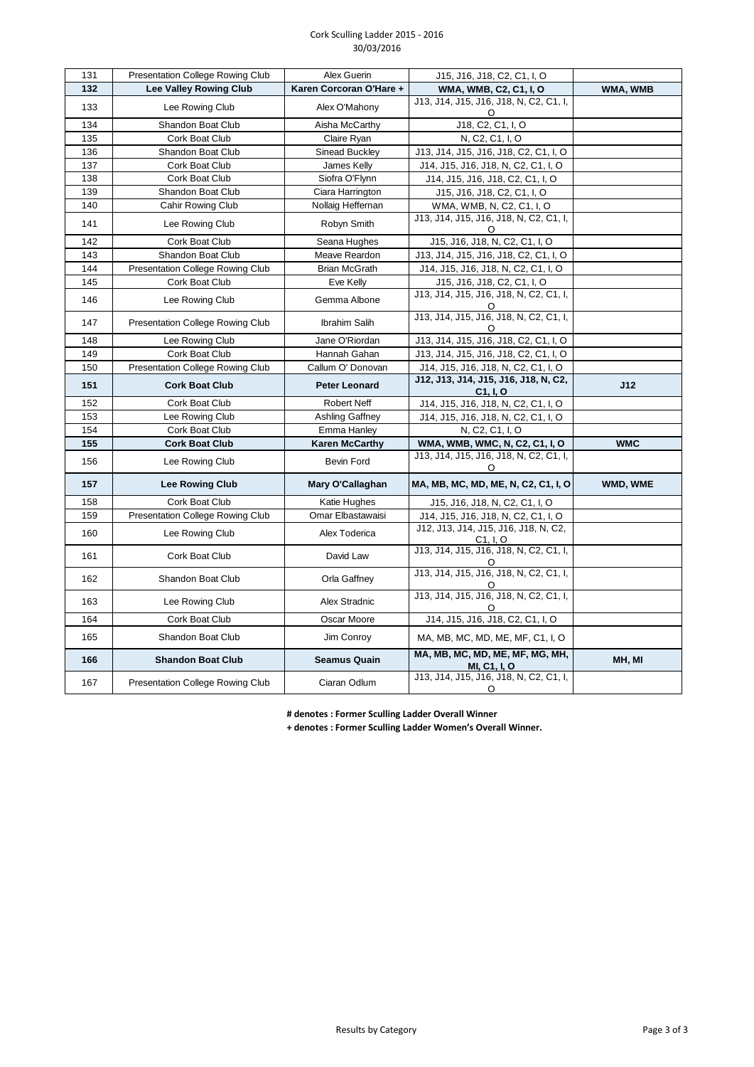Cork Sculling Ladder 2015 - 2016
30/03/2016

| | | | | |
|---|---|---|---|---|
| 131 | Presentation College Rowing Club | Alex Guerin | J15, J16, J18, C2, C1, I, O | |
| **132** | **Lee Valley Rowing Club** | **Karen Corcoran O'Hare +** | **WMA, WMB, C2, C1, I, O** | **WMA, WMB** |
| 133 | Lee Rowing Club | Alex O'Mahony | J13, J14, J15, J16, J18, N, C2, C1, I, O | |
| 134 | Shandon Boat Club | Aisha McCarthy | J18, C2, C1, I, O | |
| 135 | Cork Boat Club | Claire Ryan | N, C2, C1, I, O | |
| 136 | Shandon Boat Club | Sinead Buckley | J13, J14, J15, J16, J18, C2, C1, I, O | |
| 137 | Cork Boat Club | James Kelly | J14, J15, J16, J18, N, C2, C1, I, O | |
| 138 | Cork Boat Club | Siofra O'Flynn | J14, J15, J16, J18, C2, C1, I, O | |
| 139 | Shandon Boat Club | Ciara Harrington | J15, J16, J18, C2, C1, I, O | |
| 140 | Cahir Rowing Club | Nollaig Heffernan | WMA, WMB, N, C2, C1, I, O | |
| 141 | Lee Rowing Club | Robyn Smith | J13, J14, J15, J16, J18, N, C2, C1, I, O | |
| 142 | Cork Boat Club | Seana Hughes | J15, J16, J18, N, C2, C1, I, O | |
| 143 | Shandon Boat Club | Meave Reardon | J13, J14, J15, J16, J18, C2, C1, I, O | |
| 144 | Presentation College Rowing Club | Brian McGrath | J14, J15, J16, J18, N, C2, C1, I, O | |
| 145 | Cork Boat Club | Eve Kelly | J15, J16, J18, C2, C1, I, O | |
| 146 | Lee Rowing Club | Gemma Albone | J13, J14, J15, J16, J18, N, C2, C1, I, O | |
| 147 | Presentation College Rowing Club | Ibrahim Salih | J13, J14, J15, J16, J18, N, C2, C1, I, O | |
| 148 | Lee Rowing Club | Jane O'Riordan | J13, J14, J15, J16, J18, C2, C1, I, O | |
| 149 | Cork Boat Club | Hannah Gahan | J13, J14, J15, J16, J18, C2, C1, I, O | |
| 150 | Presentation College Rowing Club | Callum O' Donovan | J14, J15, J16, J18, N, C2, C1, I, O | |
| **151** | **Cork Boat Club** | **Peter Leonard** | **J12, J13, J14, J15, J16, J18, N, C2, C1, I, O** | **J12** |
| 152 | Cork Boat Club | Robert Neff | J14, J15, J16, J18, N, C2, C1, I, O | |
| 153 | Lee Rowing Club | Ashling Gaffney | J14, J15, J16, J18, N, C2, C1, I, O | |
| 154 | Cork Boat Club | Emma Hanley | N, C2, C1, I, O | |
| **155** | **Cork Boat Club** | **Karen McCarthy** | **WMA, WMB, WMC, N, C2, C1, I, O** | **WMC** |
| 156 | Lee Rowing Club | Bevin Ford | J13, J14, J15, J16, J18, N, C2, C1, I, O | |
| **157** | **Lee Rowing Club** | **Mary O'Callaghan** | **MA, MB, MC, MD, ME, N, C2, C1, I, O** | **WMD, WME** |
| 158 | Cork Boat Club | Katie Hughes | J15, J16, J18, N, C2, C1, I, O | |
| 159 | Presentation College Rowing Club | Omar Elbastawaisi | J14, J15, J16, J18, N, C2, C1, I, O | |
| 160 | Lee Rowing Club | Alex Toderica | J12, J13, J14, J15, J16, J18, N, C2, C1, I, O | |
| 161 | Cork Boat Club | David Law | J13, J14, J15, J16, J18, N, C2, C1, I, O | |
| 162 | Shandon Boat Club | Orla Gaffney | J13, J14, J15, J16, J18, N, C2, C1, I, O | |
| 163 | Lee Rowing Club | Alex Stradnic | J13, J14, J15, J16, J18, N, C2, C1, I, O | |
| 164 | Cork Boat Club | Oscar Moore | J14, J15, J16, J18, C2, C1, I, O | |
| 165 | Shandon Boat Club | Jim Conroy | MA, MB, MC, MD, ME, MF, C1, I, O | |
| **166** | **Shandon Boat Club** | **Seamus Quain** | **MA, MB, MC, MD, ME, MF, MG, MH, MI, C1, I, O** | **MH, MI** |
| 167 | Presentation College Rowing Club | Ciaran Odlum | J13, J14, J15, J16, J18, N, C2, C1, I, O | |

**# denotes : Former Sculling Ladder Overall Winner**

**+ denotes : Former Sculling Ladder Women's Overall Winner.**

Results by Category